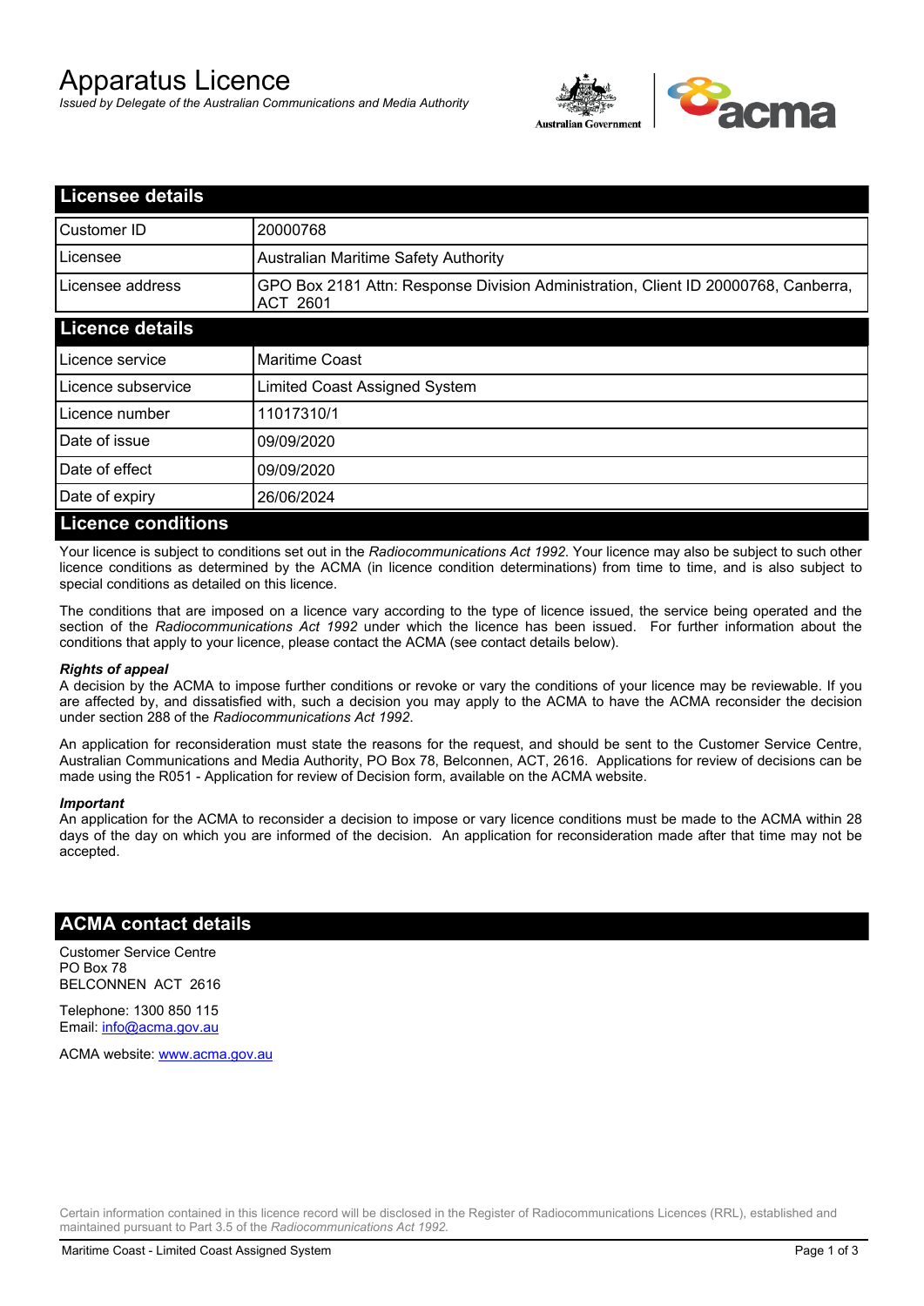# Apparatus Licence

*Issued by Delegate of the Australian Communications and Media Authority*

## Licensee details

| Customer ID | 20000768 |
|---|---|
| Licensee | Australian Maritime Safety Authority |
| Licensee address | GPO Box 2181 Attn: Response Division Administration, Client ID 20000768, Canberra, ACT 2601 |

## Licence details

| Licence service | Maritime Coast |
|---|---|
| Licence subservice | Limited Coast Assigned System |
| Licence number | 11017310/1 |
| Date of issue | 09/09/2020 |
| Date of effect | 09/09/2020 |
| Date of expiry | 26/06/2024 |

## Licence conditions

Your licence is subject to conditions set out in the *Radiocommunications Act 1992*. Your licence may also be subject to such other licence conditions as determined by the ACMA (in licence condition determinations) from time to time, and is also subject to special conditions as detailed on this licence.

The conditions that are imposed on a licence vary according to the type of licence issued, the service being operated and the section of the *Radiocommunications Act 1992* under which the licence has been issued. For further information about the conditions that apply to your licence, please contact the ACMA (see contact details below).

***Rights of appeal***

A decision by the ACMA to impose further conditions or revoke or vary the conditions of your licence may be reviewable. If you are affected by, and dissatisfied with, such a decision you may apply to the ACMA to have the ACMA reconsider the decision under section 288 of the *Radiocommunications Act 1992*.

An application for reconsideration must state the reasons for the request, and should be sent to the Customer Service Centre, Australian Communications and Media Authority, PO Box 78, Belconnen, ACT, 2616. Applications for review of decisions can be made using the R051 - Application for review of Decision form, available on the ACMA website.

***Important***

An application for the ACMA to reconsider a decision to impose or vary licence conditions must be made to the ACMA within 28 days of the day on which you are informed of the decision. An application for reconsideration made after that time may not be accepted.

## ACMA contact details

Customer Service Centre
PO Box 78
BELCONNEN ACT 2616

Telephone: 1300 850 115
Email: info@acma.gov.au

ACMA website: www.acma.gov.au

Certain information contained in this licence record will be disclosed in the Register of Radiocommunications Licences (RRL), established and maintained pursuant to Part 3.5 of the *Radiocommunications Act 1992.*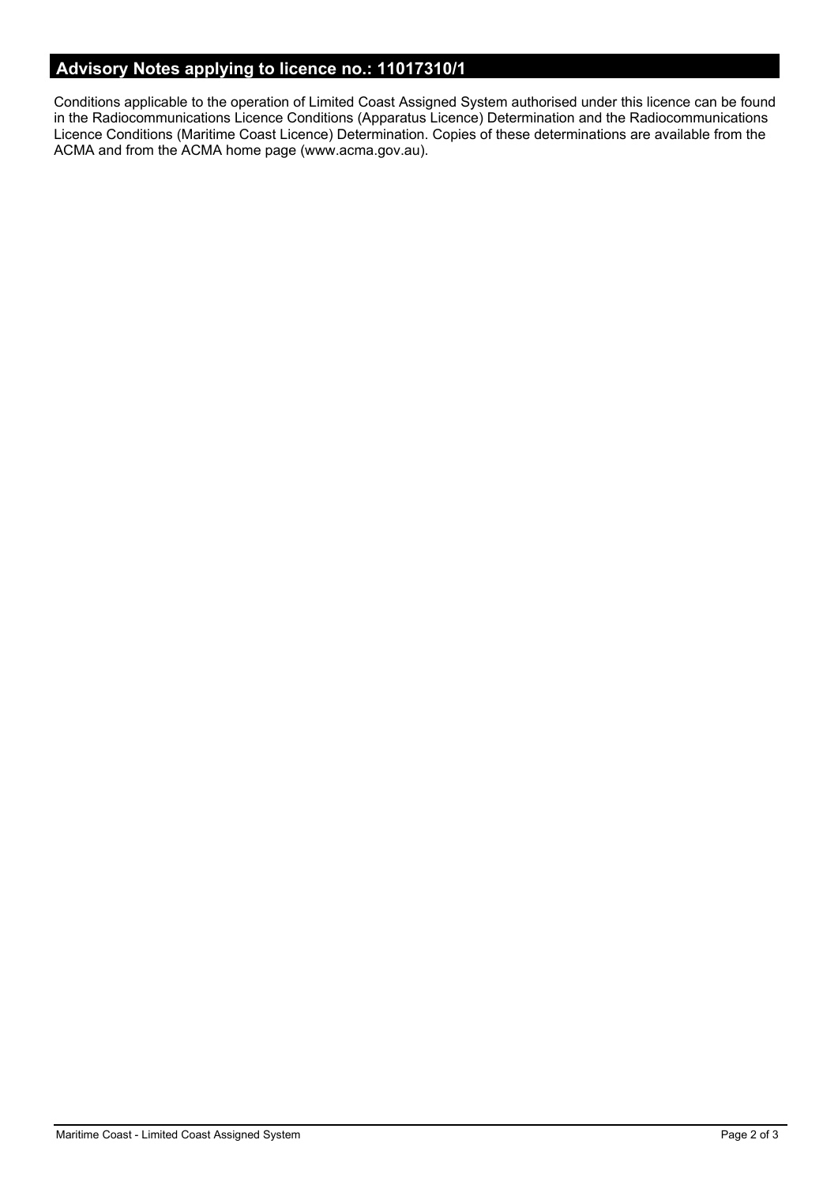## Advisory Notes applying to licence no.: 11017310/1

Conditions applicable to the operation of Limited Coast Assigned System authorised under this licence can be found in the Radiocommunications Licence Conditions (Apparatus Licence) Determination and the Radiocommunications Licence Conditions (Maritime Coast Licence) Determination. Copies of these determinations are available from the ACMA and from the ACMA home page (www.acma.gov.au).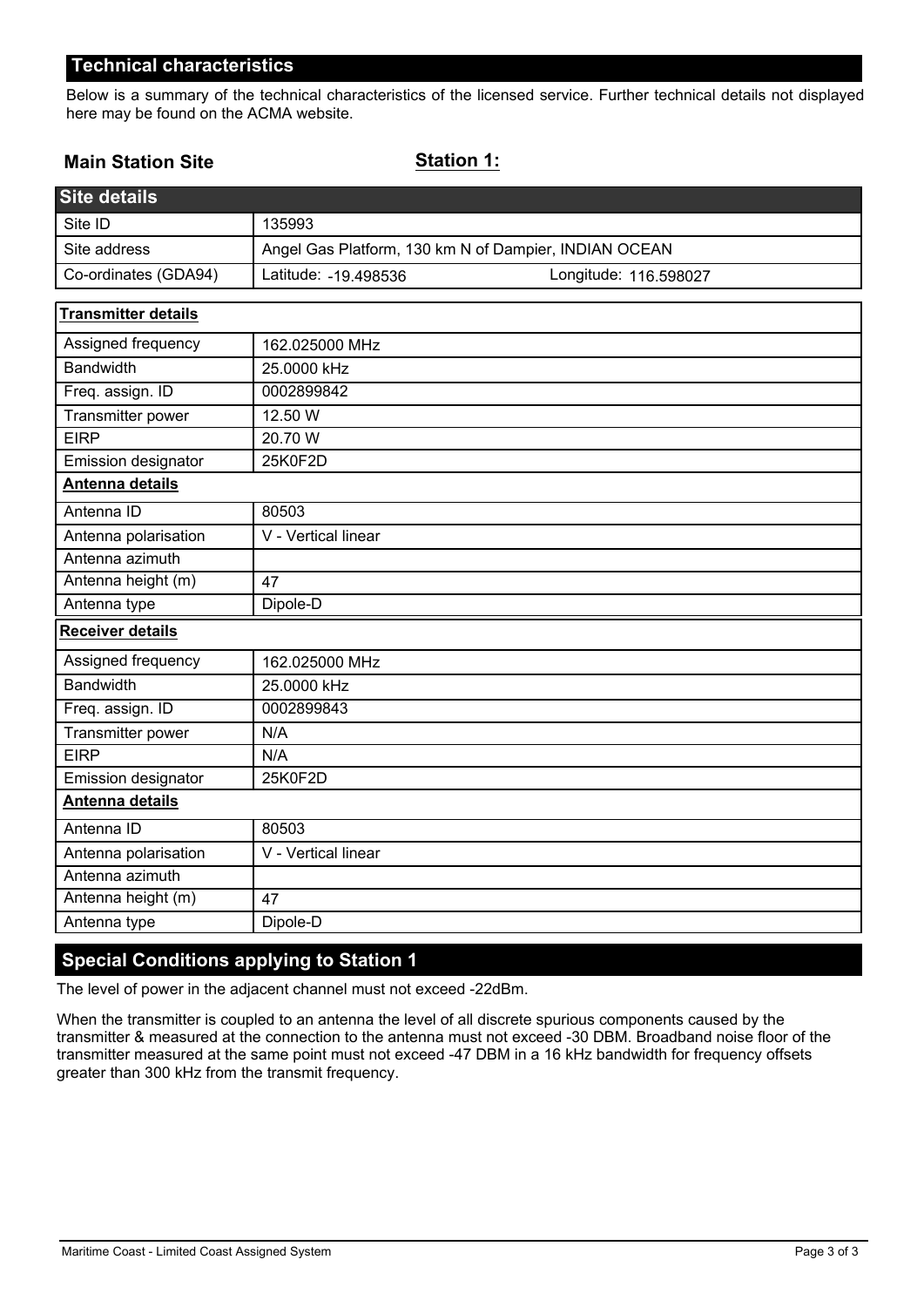## Technical characteristics

Below is a summary of the technical characteristics of the licensed service. Further technical details not displayed here may be found on the ACMA website.

**Main Station Site** **Station 1:**

| Site details | |
|---|---|
| Site ID | 135993 |
| Site address | Angel Gas Platform, 130 km N of Dampier, INDIAN OCEAN |
| Co-ordinates (GDA94) | Latitude: -19.498536 Longitude: 116.598027 |

| **Transmitter details** | |
|---|---|
| Assigned frequency | 162.025000 MHz |
| Bandwidth | 25.0000 kHz |
| Freq. assign. ID | 0002899842 |
| Transmitter power | 12.50 W |
| EIRP | 20.70 W |
| Emission designator | 25K0F2D |
| **Antenna details** | |
| Antenna ID | 80503 |
| Antenna polarisation | V - Vertical linear |
| Antenna azimuth | |
| Antenna height (m) | 47 |
| Antenna type | Dipole-D |
| **Receiver details** | |
| Assigned frequency | 162.025000 MHz |
| Bandwidth | 25.0000 kHz |
| Freq. assign. ID | 0002899843 |
| Transmitter power | N/A |
| EIRP | N/A |
| Emission designator | 25K0F2D |
| **Antenna details** | |
| Antenna ID | 80503 |
| Antenna polarisation | V - Vertical linear |
| Antenna azimuth | |
| Antenna height (m) | 47 |
| Antenna type | Dipole-D |

## Special Conditions applying to Station 1

The level of power in the adjacent channel must not exceed -22dBm.

When the transmitter is coupled to an antenna the level of all discrete spurious components caused by the transmitter & measured at the connection to the antenna must not exceed -30 DBM. Broadband noise floor of the transmitter measured at the same point must not exceed -47 DBM in a 16 kHz bandwidth for frequency offsets greater than 300 kHz from the transmit frequency.